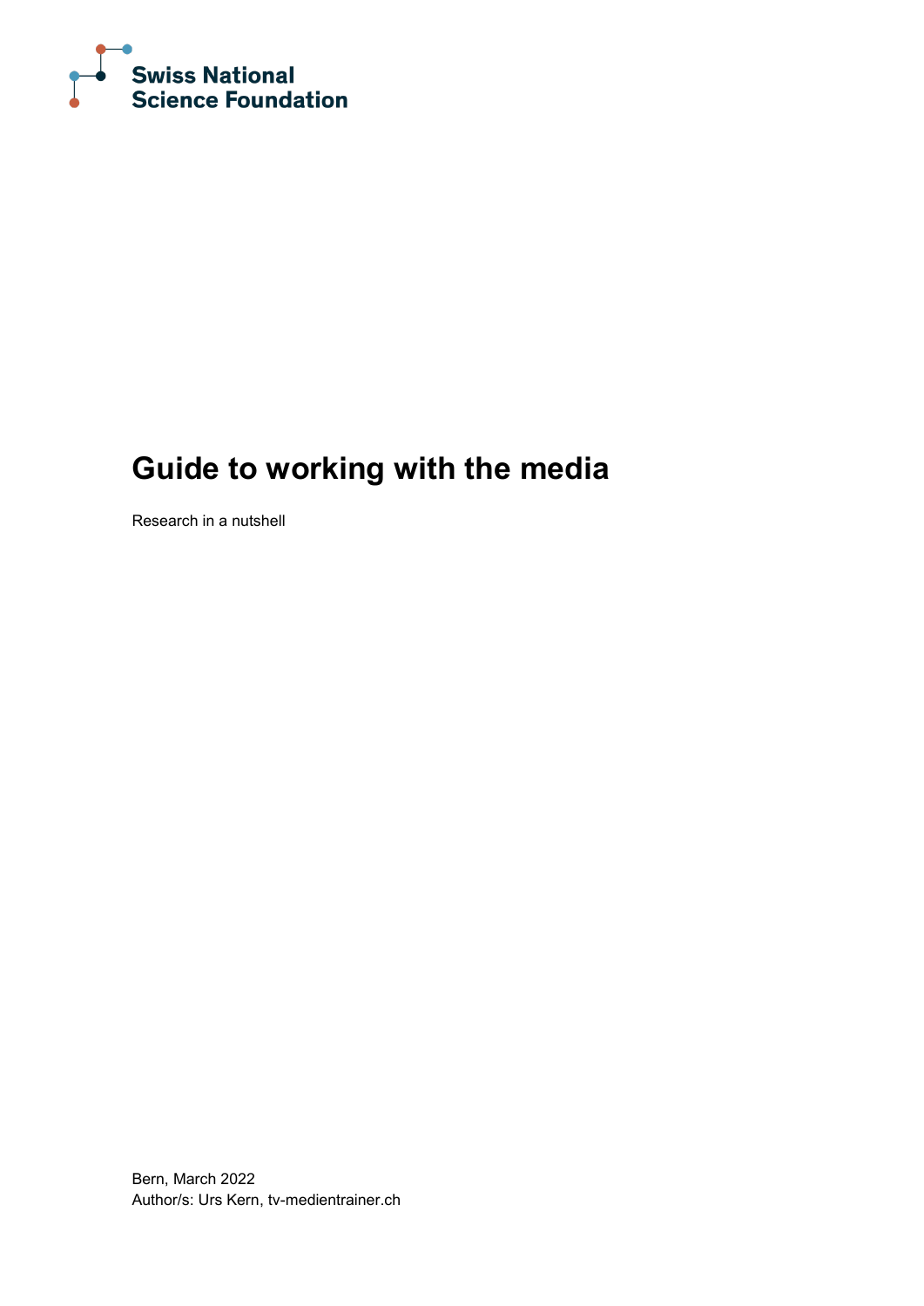Swiss National Science Foundation

# Guide to working with the media

Research in a nutshell

Bern, March 2022
Author/s: Urs Kern, tv-medientrainer.ch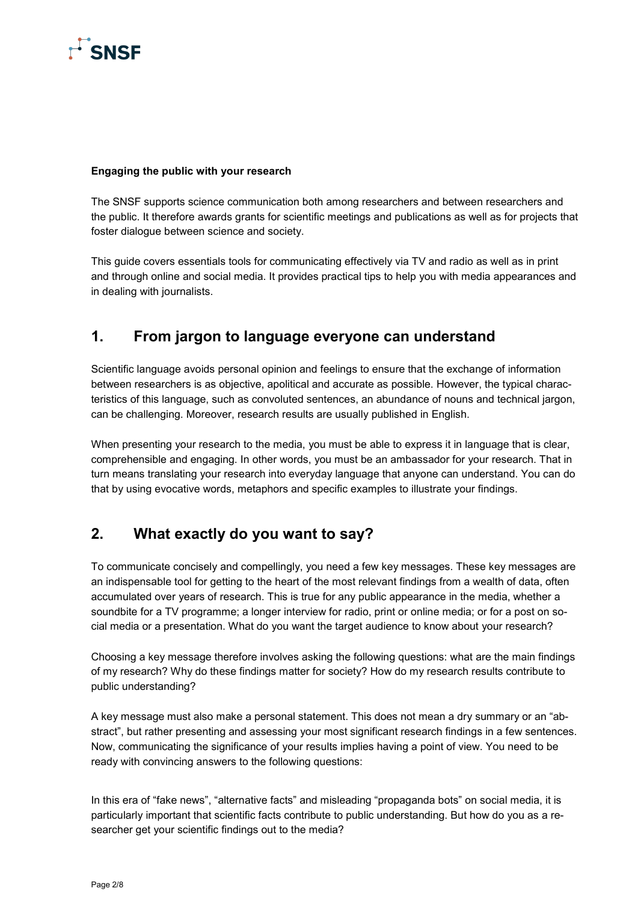**Engaging the public with your research**

The SNSF supports science communication both among researchers and between researchers and the public. It therefore awards grants for scientific meetings and publications as well as for projects that foster dialogue between science and society.

This guide covers essentials tools for communicating effectively via TV and radio as well as in print and through online and social media. It provides practical tips to help you with media appearances and in dealing with journalists.

## 1. From jargon to language everyone can understand

Scientific language avoids personal opinion and feelings to ensure that the exchange of information between researchers is as objective, apolitical and accurate as possible. However, the typical characteristics of this language, such as convoluted sentences, an abundance of nouns and technical jargon, can be challenging. Moreover, research results are usually published in English.

When presenting your research to the media, you must be able to express it in language that is clear, comprehensible and engaging. In other words, you must be an ambassador for your research. That in turn means translating your research into everyday language that anyone can understand. You can do that by using evocative words, metaphors and specific examples to illustrate your findings.

## 2. What exactly do you want to say?

To communicate concisely and compellingly, you need a few key messages. These key messages are an indispensable tool for getting to the heart of the most relevant findings from a wealth of data, often accumulated over years of research. This is true for any public appearance in the media, whether a soundbite for a TV programme; a longer interview for radio, print or online media; or for a post on social media or a presentation. What do you want the target audience to know about your research?

Choosing a key message therefore involves asking the following questions: what are the main findings of my research? Why do these findings matter for society? How do my research results contribute to public understanding?

A key message must also make a personal statement. This does not mean a dry summary or an "abstract", but rather presenting and assessing your most significant research findings in a few sentences. Now, communicating the significance of your results implies having a point of view. You need to be ready with convincing answers to the following questions:

In this era of "fake news", "alternative facts" and misleading "propaganda bots" on social media, it is particularly important that scientific facts contribute to public understanding. But how do you as a researcher get your scientific findings out to the media?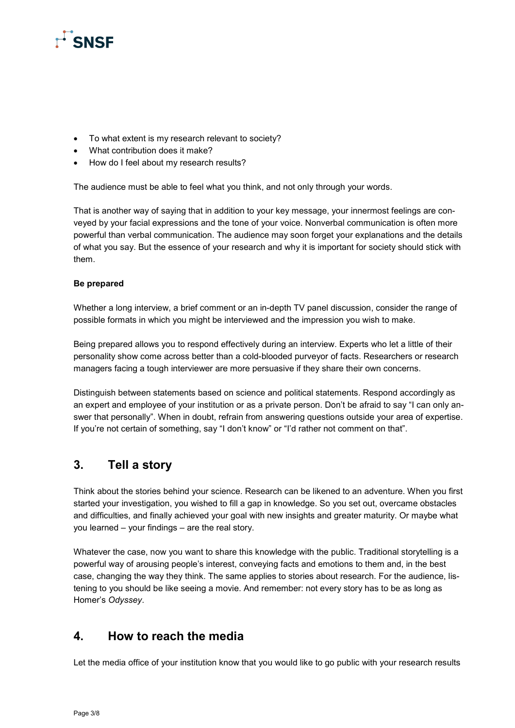- To what extent is my research relevant to society?
- What contribution does it make?
- How do I feel about my research results?

The audience must be able to feel what you think, and not only through your words.

That is another way of saying that in addition to your key message, your innermost feelings are conveyed by your facial expressions and the tone of your voice. Nonverbal communication is often more powerful than verbal communication. The audience may soon forget your explanations and the details of what you say. But the essence of your research and why it is important for society should stick with them.

**Be prepared**

Whether a long interview, a brief comment or an in-depth TV panel discussion, consider the range of possible formats in which you might be interviewed and the impression you wish to make.

Being prepared allows you to respond effectively during an interview. Experts who let a little of their personality show come across better than a cold-blooded purveyor of facts. Researchers or research managers facing a tough interviewer are more persuasive if they share their own concerns.

Distinguish between statements based on science and political statements. Respond accordingly as an expert and employee of your institution or as a private person. Don't be afraid to say "I can only answer that personally". When in doubt, refrain from answering questions outside your area of expertise. If you're not certain of something, say "I don't know" or "I'd rather not comment on that".

## 3. Tell a story

Think about the stories behind your science. Research can be likened to an adventure. When you first started your investigation, you wished to fill a gap in knowledge. So you set out, overcame obstacles and difficulties, and finally achieved your goal with new insights and greater maturity. Or maybe what you learned – your findings – are the real story.

Whatever the case, now you want to share this knowledge with the public. Traditional storytelling is a powerful way of arousing people's interest, conveying facts and emotions to them and, in the best case, changing the way they think. The same applies to stories about research. For the audience, listening to you should be like seeing a movie. And remember: not every story has to be as long as Homer's *Odyssey*.

## 4. How to reach the media

Let the media office of your institution know that you would like to go public with your research results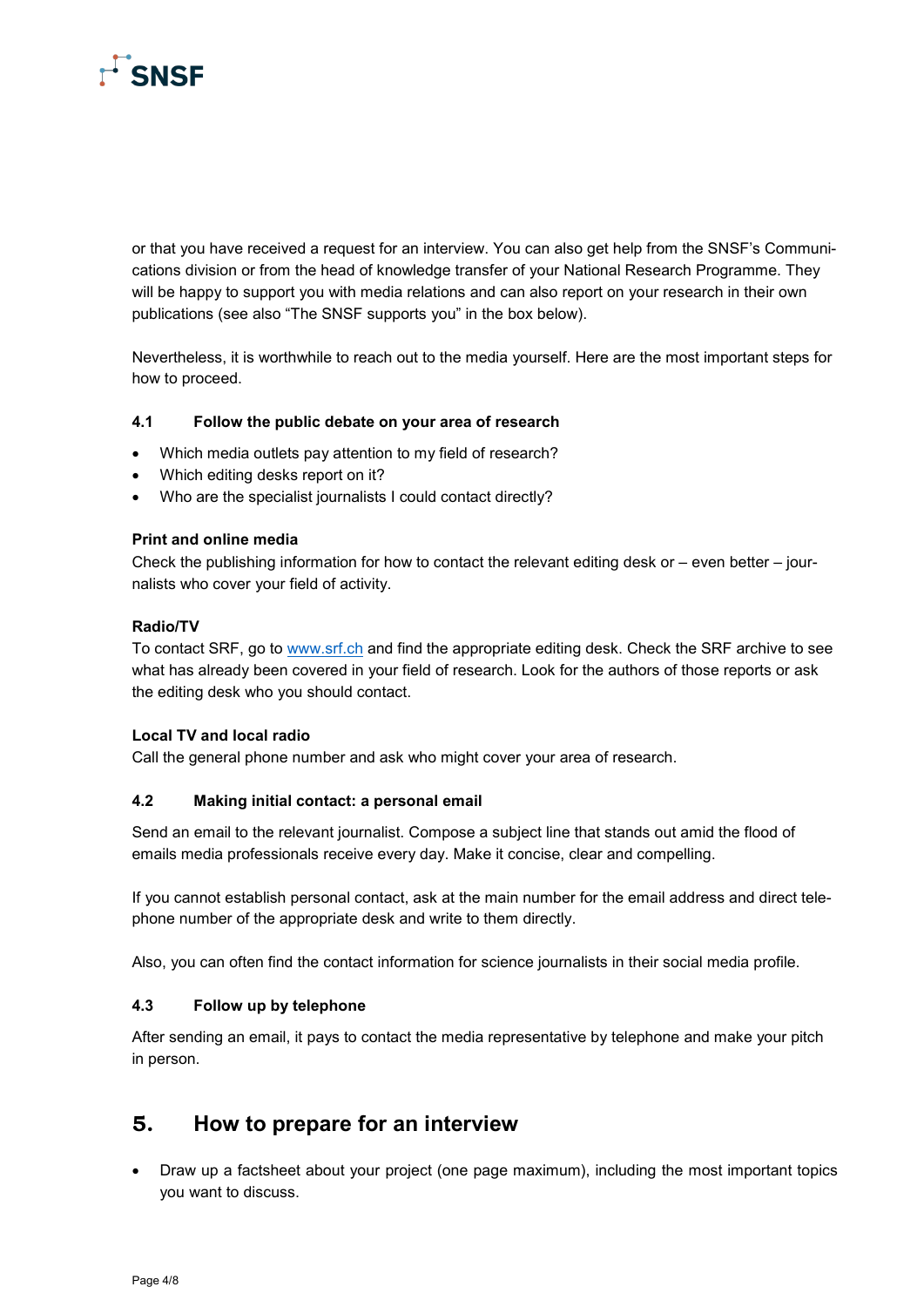or that you have received a request for an interview. You can also get help from the SNSF's Communications division or from the head of knowledge transfer of your National Research Programme. They will be happy to support you with media relations and can also report on your research in their own publications (see also "The SNSF supports you" in the box below).

Nevertheless, it is worthwhile to reach out to the media yourself. Here are the most important steps for how to proceed.

### 4.1 Follow the public debate on your area of research

- Which media outlets pay attention to my field of research?
- Which editing desks report on it?
- Who are the specialist journalists I could contact directly?

**Print and online media**
Check the publishing information for how to contact the relevant editing desk or – even better – journalists who cover your field of activity.

**Radio/TV**
To contact SRF, go to [www.srf.ch](http://www.srf.ch) and find the appropriate editing desk. Check the SRF archive to see what has already been covered in your field of research. Look for the authors of those reports or ask the editing desk who you should contact.

**Local TV and local radio**
Call the general phone number and ask who might cover your area of research.

### 4.2 Making initial contact: a personal email

Send an email to the relevant journalist. Compose a subject line that stands out amid the flood of emails media professionals receive every day. Make it concise, clear and compelling.

If you cannot establish personal contact, ask at the main number for the email address and direct telephone number of the appropriate desk and write to them directly.

Also, you can often find the contact information for science journalists in their social media profile.

### 4.3 Follow up by telephone

After sending an email, it pays to contact the media representative by telephone and make your pitch in person.

## 5. How to prepare for an interview

- Draw up a factsheet about your project (one page maximum), including the most important topics you want to discuss.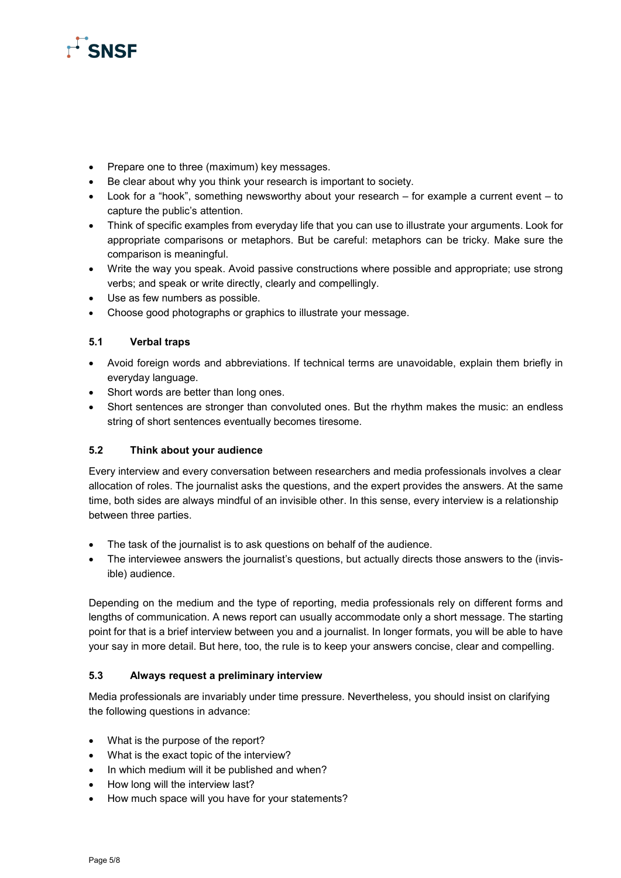- Prepare one to three (maximum) key messages.
- Be clear about why you think your research is important to society.
- Look for a "hook", something newsworthy about your research – for example a current event – to capture the public's attention.
- Think of specific examples from everyday life that you can use to illustrate your arguments. Look for appropriate comparisons or metaphors. But be careful: metaphors can be tricky. Make sure the comparison is meaningful.
- Write the way you speak. Avoid passive constructions where possible and appropriate; use strong verbs; and speak or write directly, clearly and compellingly.
- Use as few numbers as possible.
- Choose good photographs or graphics to illustrate your message.

### 5.1 Verbal traps

- Avoid foreign words and abbreviations. If technical terms are unavoidable, explain them briefly in everyday language.
- Short words are better than long ones.
- Short sentences are stronger than convoluted ones. But the rhythm makes the music: an endless string of short sentences eventually becomes tiresome.

### 5.2 Think about your audience

Every interview and every conversation between researchers and media professionals involves a clear allocation of roles. The journalist asks the questions, and the expert provides the answers. At the same time, both sides are always mindful of an invisible other. In this sense, every interview is a relationship between three parties.

- The task of the journalist is to ask questions on behalf of the audience.
- The interviewee answers the journalist's questions, but actually directs those answers to the (invisible) audience.

Depending on the medium and the type of reporting, media professionals rely on different forms and lengths of communication. A news report can usually accommodate only a short message. The starting point for that is a brief interview between you and a journalist. In longer formats, you will be able to have your say in more detail. But here, too, the rule is to keep your answers concise, clear and compelling.

### 5.3 Always request a preliminary interview

Media professionals are invariably under time pressure. Nevertheless, you should insist on clarifying the following questions in advance:

- What is the purpose of the report?
- What is the exact topic of the interview?
- In which medium will it be published and when?
- How long will the interview last?
- How much space will you have for your statements?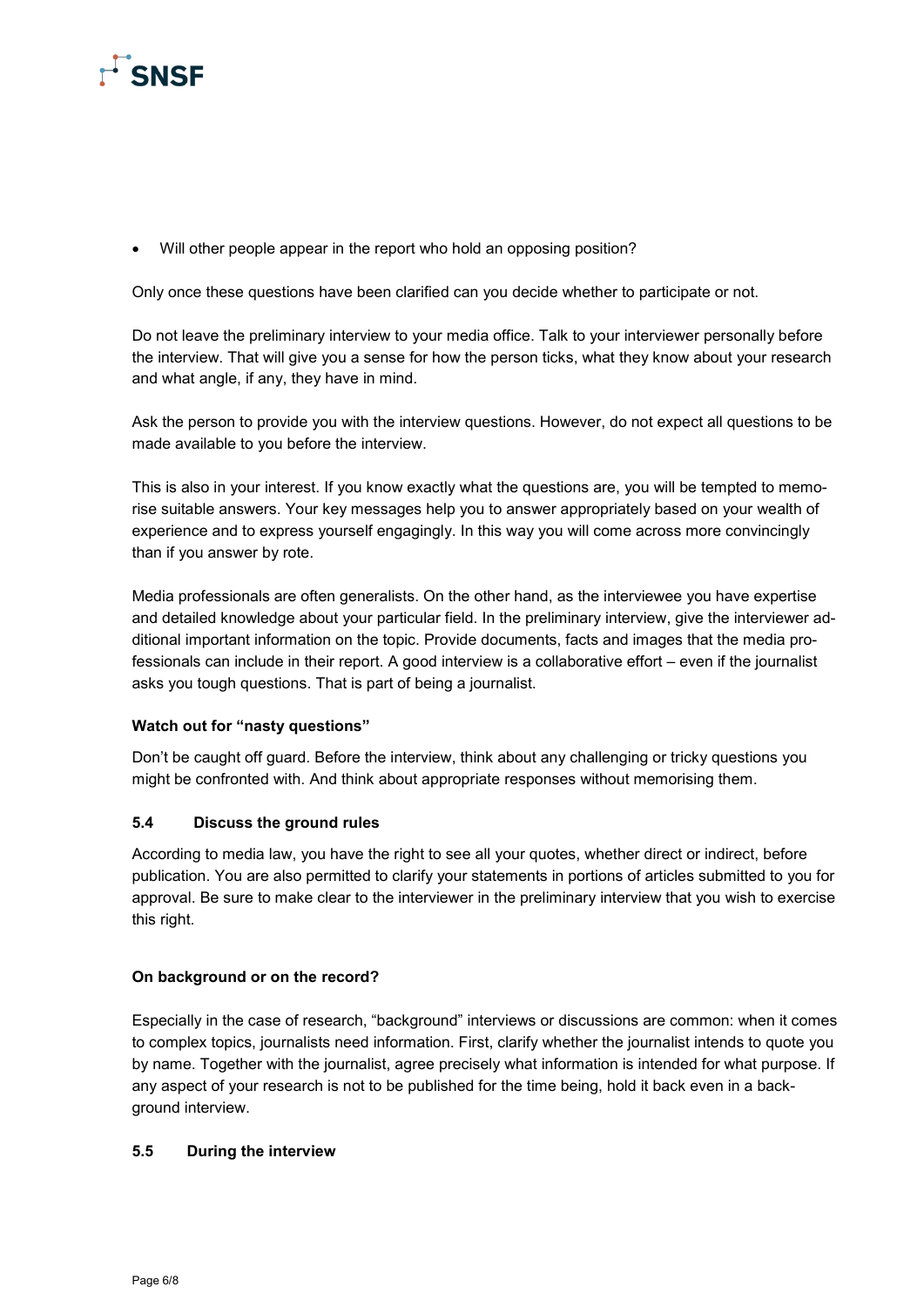- Will other people appear in the report who hold an opposing position?

Only once these questions have been clarified can you decide whether to participate or not.

Do not leave the preliminary interview to your media office. Talk to your interviewer personally before the interview. That will give you a sense for how the person ticks, what they know about your research and what angle, if any, they have in mind.

Ask the person to provide you with the interview questions. However, do not expect all questions to be made available to you before the interview.

This is also in your interest. If you know exactly what the questions are, you will be tempted to memorise suitable answers. Your key messages help you to answer appropriately based on your wealth of experience and to express yourself engagingly. In this way you will come across more convincingly than if you answer by rote.

Media professionals are often generalists. On the other hand, as the interviewee you have expertise and detailed knowledge about your particular field. In the preliminary interview, give the interviewer additional important information on the topic. Provide documents, facts and images that the media professionals can include in their report. A good interview is a collaborative effort – even if the journalist asks you tough questions. That is part of being a journalist.

**Watch out for "nasty questions"**

Don't be caught off guard. Before the interview, think about any challenging or tricky questions you might be confronted with. And think about appropriate responses without memorising them.

### 5.4 Discuss the ground rules

According to media law, you have the right to see all your quotes, whether direct or indirect, before publication. You are also permitted to clarify your statements in portions of articles submitted to you for approval. Be sure to make clear to the interviewer in the preliminary interview that you wish to exercise this right.

**On background or on the record?**

Especially in the case of research, "background" interviews or discussions are common: when it comes to complex topics, journalists need information. First, clarify whether the journalist intends to quote you by name. Together with the journalist, agree precisely what information is intended for what purpose. If any aspect of your research is not to be published for the time being, hold it back even in a background interview.

### 5.5 During the interview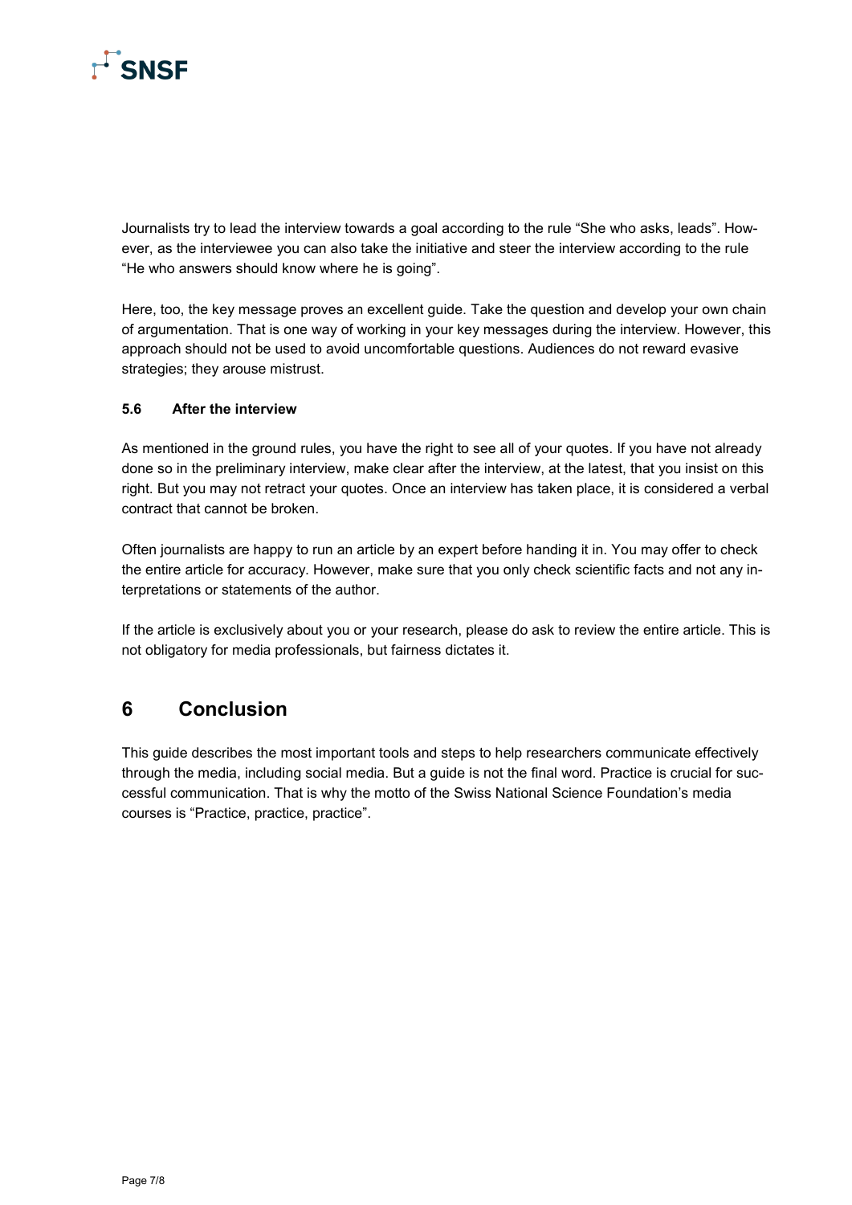Journalists try to lead the interview towards a goal according to the rule “She who asks, leads”. However, as the interviewee you can also take the initiative and steer the interview according to the rule “He who answers should know where he is going”.

Here, too, the key message proves an excellent guide. Take the question and develop your own chain of argumentation. That is one way of working in your key messages during the interview. However, this approach should not be used to avoid uncomfortable questions. Audiences do not reward evasive strategies; they arouse mistrust.

### 5.6 After the interview

As mentioned in the ground rules, you have the right to see all of your quotes. If you have not already done so in the preliminary interview, make clear after the interview, at the latest, that you insist on this right. But you may not retract your quotes. Once an interview has taken place, it is considered a verbal contract that cannot be broken.

Often journalists are happy to run an article by an expert before handing it in. You may offer to check the entire article for accuracy. However, make sure that you only check scientific facts and not any interpretations or statements of the author.

If the article is exclusively about you or your research, please do ask to review the entire article. This is not obligatory for media professionals, but fairness dictates it.

## 6 Conclusion

This guide describes the most important tools and steps to help researchers communicate effectively through the media, including social media. But a guide is not the final word. Practice is crucial for successful communication. That is why the motto of the Swiss National Science Foundation’s media courses is “Practice, practice, practice”.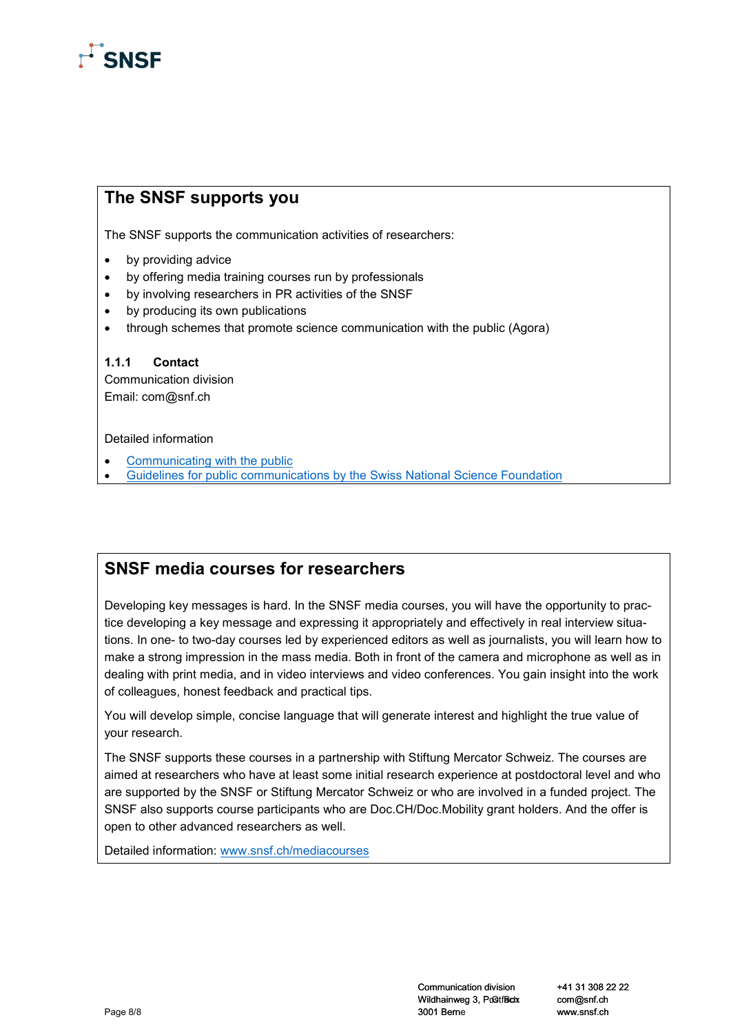## The SNSF supports you

The SNSF supports the communication activities of researchers:

- by providing advice
- by offering media training courses run by professionals
- by involving researchers in PR activities of the SNSF
- by producing its own publications
- through schemes that promote science communication with the public (Agora)

### 1.1.1 Contact

Communication division
Email: com@snf.ch

Detailed information

- [Communicating with the public]()
- [Guidelines for public communications by the Swiss National Science Foundation]()

## SNSF media courses for researchers

Developing key messages is hard. In the SNSF media courses, you will have the opportunity to practice developing a key message and expressing it appropriately and effectively in real interview situations. In one- to two-day courses led by experienced editors as well as journalists, you will learn how to make a strong impression in the mass media. Both in front of the camera and microphone as well as in dealing with print media, and in video interviews and video conferences. You gain insight into the work of colleagues, honest feedback and practical tips.

You will develop simple, concise language that will generate interest and highlight the true value of your research.

The SNSF supports these courses in a partnership with Stiftung Mercator Schweiz. The courses are aimed at researchers who have at least some initial research experience at postdoctoral level and who are supported by the SNSF or Stiftung Mercator Schweiz or who are involved in a funded project. The SNSF also supports course participants who are Doc.CH/Doc.Mobility grant holders. And the offer is open to other advanced researchers as well.

Detailed information: [www.snsf.ch/mediacourses](www.snsf.ch/mediacourses)